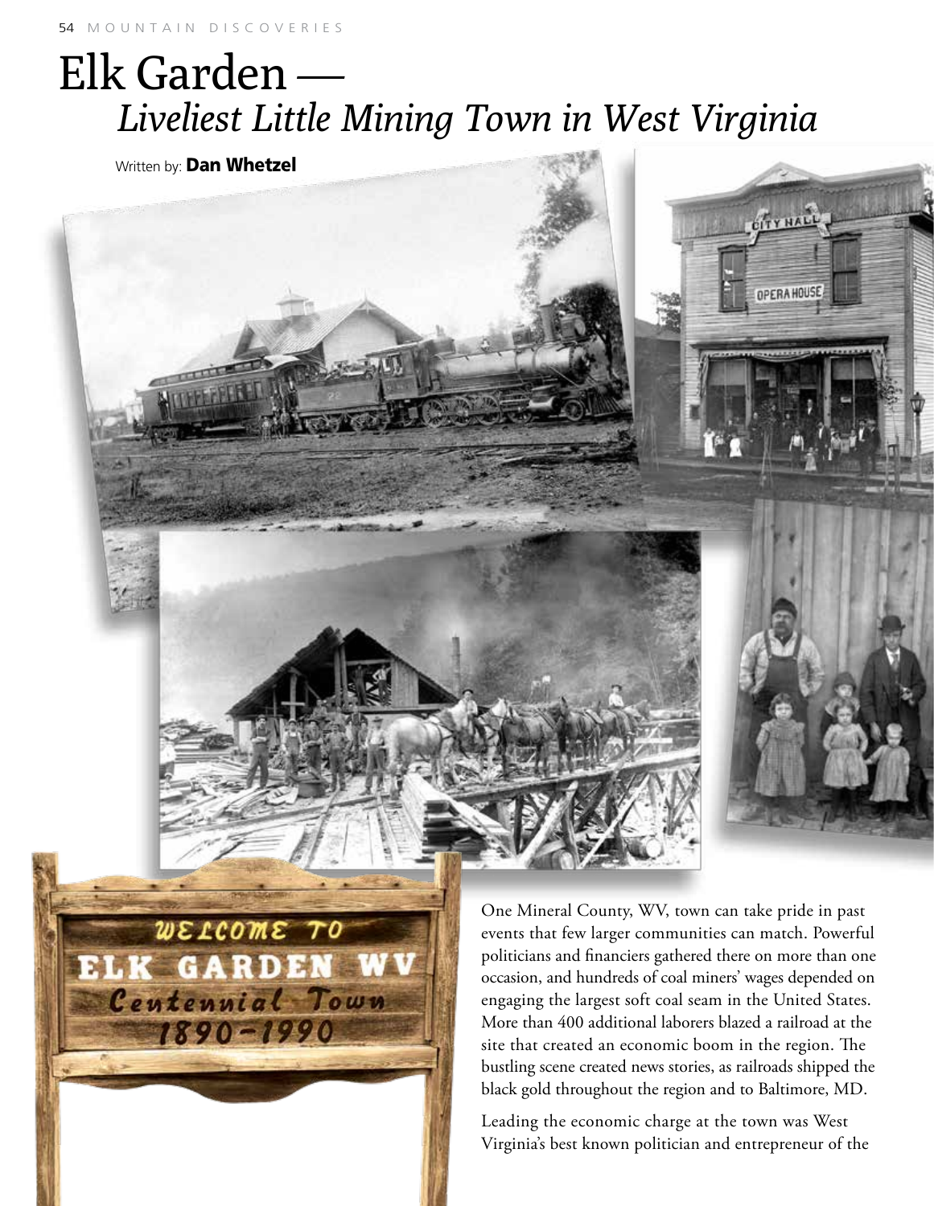# Elk Garden — *Liveliest Little Mining Town in West Virginia*

Written by: **Dan Whetzel**

One Mineral County, WV, town can take pride in past events that few larger communities can match. Powerful politicians and financiers gathered there on more than one occasion, and hundreds of coal miners' wages depended on engaging the largest soft coal seam in the United States. More than 400 additional laborers blazed a railroad at the site that created an economic boom in the region. The bustling scene created news stories, as railroads shipped the black gold throughout the region and to Baltimore, MD.

Leading the economic charge at the town was West Virginia's best known politician and entrepreneur of the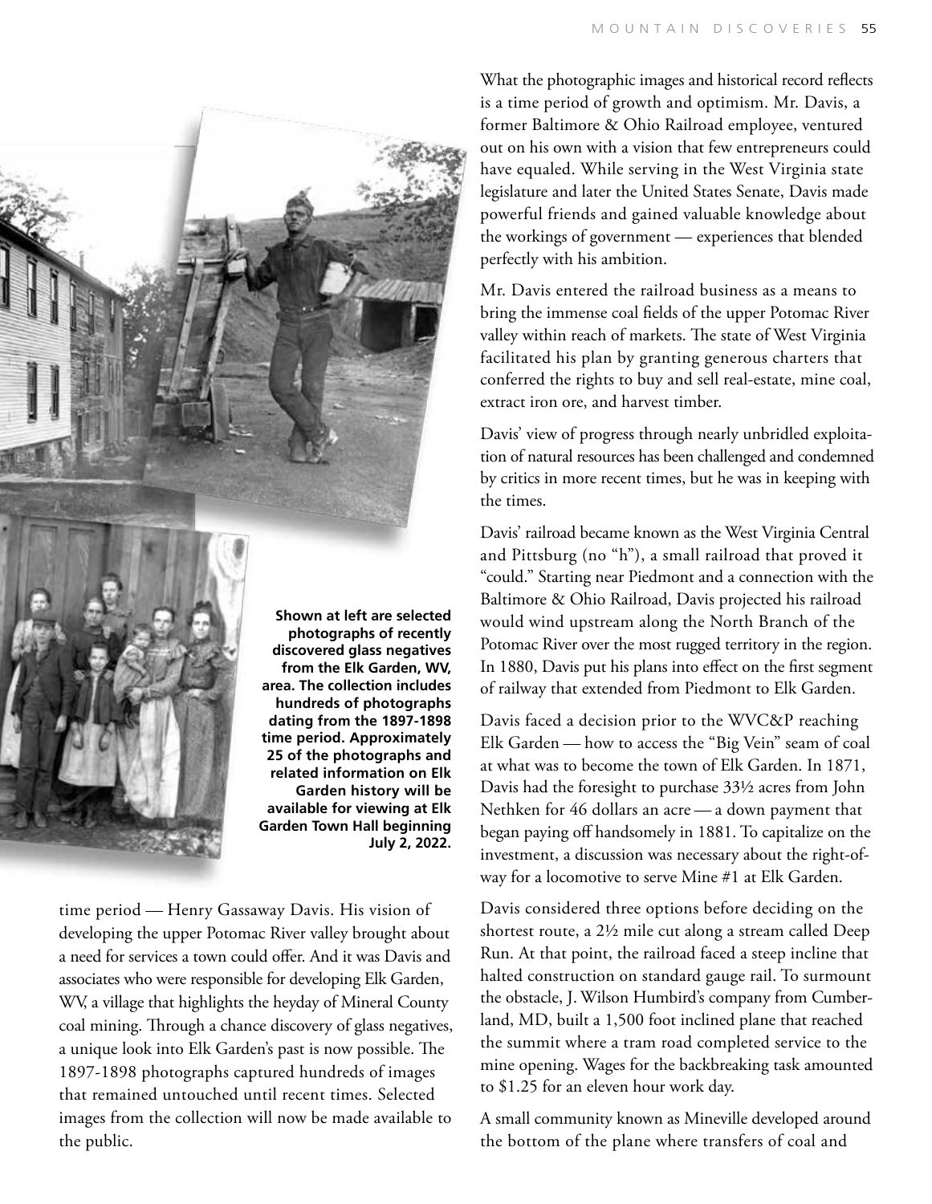Shown at left are selected photographs of recently discovered glass negatives from the Elk Garden, WV, area. The collection includes hundreds of photographs dating from the 1897-1898 time period. Approximately 25 of the photographs and related information on Elk Garden history will be available for viewing at Elk Garden Town Hall beginning July 2, 2022.

time period — Henry Gassaway Davis. His vision of developing the upper Potomac River valley brought about a need for services a town could offer. And it was Davis and associates who were responsible for developing Elk Garden, WV, a village that highlights the heyday of Mineral County coal mining. Through a chance discovery of glass negatives, a unique look into Elk Garden's past is now possible. The 1897-1898 photographs captured hundreds of images that remained untouched until recent times. Selected images from the collection will now be made available to the public.

What the photographic images and historical record reflects is a time period of growth and optimism. Mr. Davis, a former Baltimore & Ohio Railroad employee, ventured out on his own with a vision that few entrepreneurs could have equaled. While serving in the West Virginia state legislature and later the United States Senate, Davis made powerful friends and gained valuable knowledge about the workings of government — experiences that blended perfectly with his ambition.

Mr. Davis entered the railroad business as a means to bring the immense coal fields of the upper Potomac River valley within reach of markets. The state of West Virginia facilitated his plan by granting generous charters that conferred the rights to buy and sell real-estate, mine coal, extract iron ore, and harvest timber.

Davis' view of progress through nearly unbridled exploitation of natural resources has been challenged and condemned by critics in more recent times, but he was in keeping with the times.

Davis' railroad became known as the West Virginia Central and Pittsburg (no "h"), a small railroad that proved it "could." Starting near Piedmont and a connection with the Baltimore & Ohio Railroad, Davis projected his railroad would wind upstream along the North Branch of the Potomac River over the most rugged territory in the region. In 1880, Davis put his plans into effect on the first segment of railway that extended from Piedmont to Elk Garden.

Davis faced a decision prior to the WVC&P reaching Elk Garden — how to access the "Big Vein" seam of coal at what was to become the town of Elk Garden. In 1871, Davis had the foresight to purchase 33½ acres from John Nethken for 46 dollars an acre — a down payment that began paying off handsomely in 1881. To capitalize on the investment, a discussion was necessary about the right-of-way for a locomotive to serve Mine #1 at Elk Garden.

Davis considered three options before deciding on the shortest route, a 2½ mile cut along a stream called Deep Run. At that point, the railroad faced a steep incline that halted construction on standard gauge rail. To surmount the obstacle, J. Wilson Humbird's company from Cumberland, MD, built a 1,500 foot inclined plane that reached the summit where a tram road completed service to the mine opening. Wages for the backbreaking task amounted to $1.25 for an eleven hour work day.

A small community known as Mineville developed around the bottom of the plane where transfers of coal and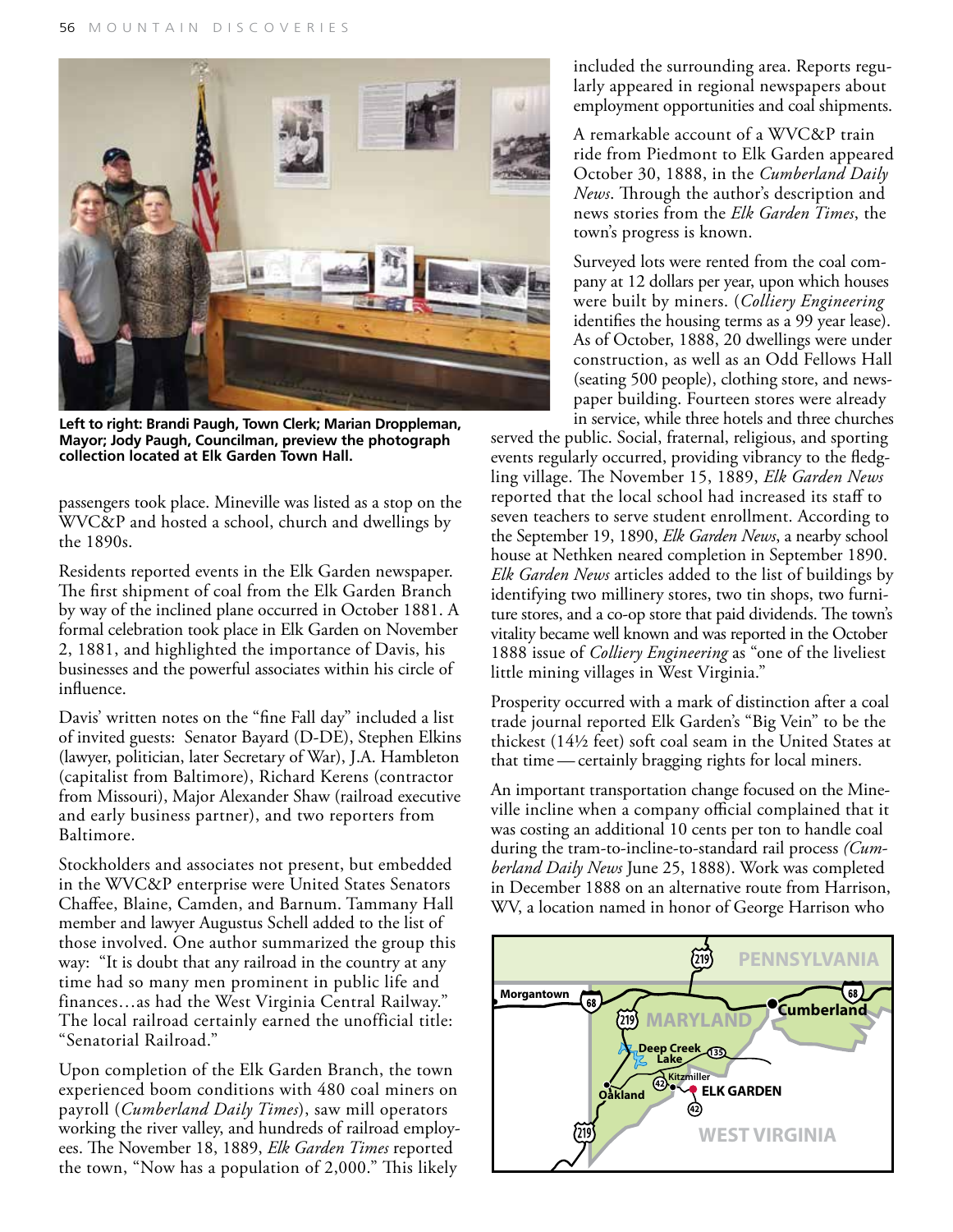Left to right: Brandi Paugh, Town Clerk; Marian Droppleman, Mayor; Jody Paugh, Councilman, preview the photograph collection located at Elk Garden Town Hall.

passengers took place. Mineville was listed as a stop on the WVC&P and hosted a school, church and dwellings by the 1890s.

Residents reported events in the Elk Garden newspaper. The first shipment of coal from the Elk Garden Branch by way of the inclined plane occurred in October 1881. A formal celebration took place in Elk Garden on November 2, 1881, and highlighted the importance of Davis, his businesses and the powerful associates within his circle of influence.

Davis' written notes on the "fine Fall day" included a list of invited guests: Senator Bayard (D-DE), Stephen Elkins (lawyer, politician, later Secretary of War), J.A. Hambleton (capitalist from Baltimore), Richard Kerens (contractor from Missouri), Major Alexander Shaw (railroad executive and early business partner), and two reporters from Baltimore.

Stockholders and associates not present, but embedded in the WVC&P enterprise were United States Senators Chaffee, Blaine, Camden, and Barnum. Tammany Hall member and lawyer Augustus Schell added to the list of those involved. One author summarized the group this way: "It is doubt that any railroad in the country at any time had so many men prominent in public life and finances…as had the West Virginia Central Railway." The local railroad certainly earned the unofficial title: "Senatorial Railroad."

Upon completion of the Elk Garden Branch, the town experienced boom conditions with 480 coal miners on payroll (*Cumberland Daily Times*), saw mill operators working the river valley, and hundreds of railroad employees. The November 18, 1889, *Elk Garden Times* reported the town, "Now has a population of 2,000." This likely included the surrounding area. Reports regularly appeared in regional newspapers about employment opportunities and coal shipments.

A remarkable account of a WVC&P train ride from Piedmont to Elk Garden appeared October 30, 1888, in the *Cumberland Daily News*. Through the author's description and news stories from the *Elk Garden Times*, the town's progress is known.

Surveyed lots were rented from the coal company at 12 dollars per year, upon which houses were built by miners. (*Colliery Engineering* identifies the housing terms as a 99 year lease). As of October, 1888, 20 dwellings were under construction, as well as an Odd Fellows Hall (seating 500 people), clothing store, and newspaper building. Fourteen stores were already in service, while three hotels and three churches served the public. Social, fraternal, religious, and sporting events regularly occurred, providing vibrancy to the fledgling village. The November 15, 1889, *Elk Garden News* reported that the local school had increased its staff to seven teachers to serve student enrollment. According to the September 19, 1890, *Elk Garden News*, a nearby school house at Nethken neared completion in September 1890. *Elk Garden News* articles added to the list of buildings by identifying two millinery stores, two tin shops, two furniture stores, and a co-op store that paid dividends. The town's vitality became well known and was reported in the October 1888 issue of *Colliery Engineering* as "one of the liveliest little mining villages in West Virginia."

Prosperity occurred with a mark of distinction after a coal trade journal reported Elk Garden's "Big Vein" to be the thickest (14½ feet) soft coal seam in the United States at that time — certainly bragging rights for local miners.

An important transportation change focused on the Mineville incline when a company official complained that it was costing an additional 10 cents per ton to handle coal during the tram-to-incline-to-standard rail process *(Cumberland Daily News* June 25, 1888). Work was completed in December 1888 on an alternative route from Harrison, WV, a location named in honor of George Harrison who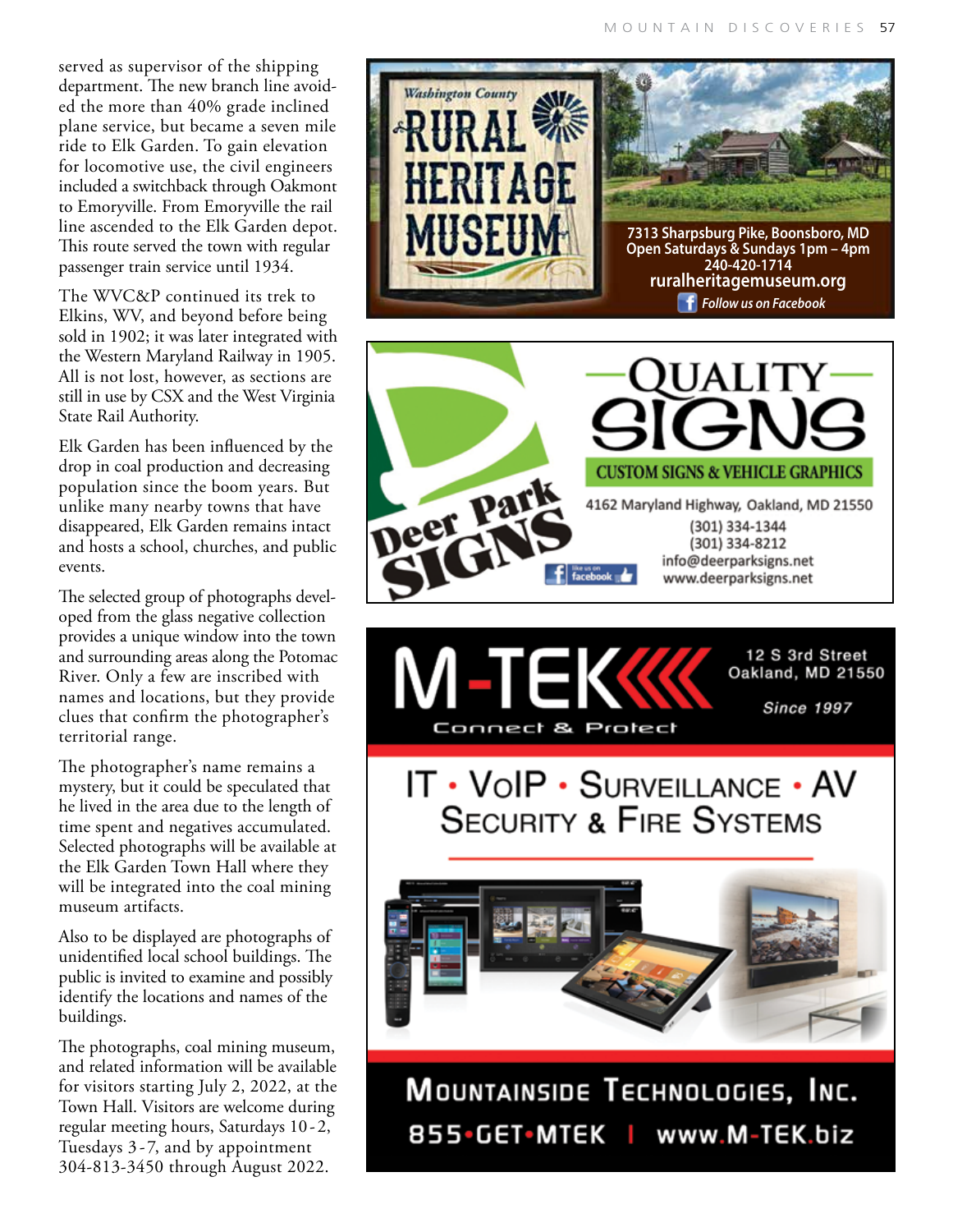served as supervisor of the shipping department. The new branch line avoided the more than 40% grade inclined plane service, but became a seven mile ride to Elk Garden. To gain elevation for locomotive use, the civil engineers included a switchback through Oakmont to Emoryville. From Emoryville the rail line ascended to the Elk Garden depot. This route served the town with regular passenger train service until 1934.

The WVC&P continued its trek to Elkins, WV, and beyond before being sold in 1902; it was later integrated with the Western Maryland Railway in 1905. All is not lost, however, as sections are still in use by CSX and the West Virginia State Rail Authority.

Elk Garden has been influenced by the drop in coal production and decreasing population since the boom years. But unlike many nearby towns that have disappeared, Elk Garden remains intact and hosts a school, churches, and public events.

The selected group of photographs developed from the glass negative collection provides a unique window into the town and surrounding areas along the Potomac River. Only a few are inscribed with names and locations, but they provide clues that confirm the photographer's territorial range.

The photographer's name remains a mystery, but it could be speculated that he lived in the area due to the length of time spent and negatives accumulated. Selected photographs will be available at the Elk Garden Town Hall where they will be integrated into the coal mining museum artifacts.

Also to be displayed are photographs of unidentified local school buildings. The public is invited to examine and possibly identify the locations and names of the buildings.

The photographs, coal mining museum, and related information will be available for visitors starting July 2, 2022, at the Town Hall. Visitors are welcome during regular meeting hours, Saturdays 10-2, Tuesdays 3-7, and by appointment 304-813-3450 through August 2022.

Washington County
RURAL HERITAGE MUSEUM
7313 Sharpsburg Pike, Boonsboro, MD
Open Saturdays & Sundays 1pm – 4pm
240-420-1714
ruralheritagemuseum.org
Follow us on Facebook

Deer Park SIGNS
QUALITY SIGNS
CUSTOM SIGNS & VEHICLE GRAPHICS
4162 Maryland Highway, Oakland, MD 21550
(301) 334-1344
(301) 334-8212
info@deerparksigns.net
www.deerparksigns.net

M-TEK
Connect & Protect
12 S 3rd Street
Oakland, MD 21550
Since 1997
IT • VoIP • SURVEILLANCE • AV
SECURITY & FIRE SYSTEMS
MOUNTAINSIDE TECHNOLOGIES, INC.
855•GET•MTEK | www.M-TEK.biz